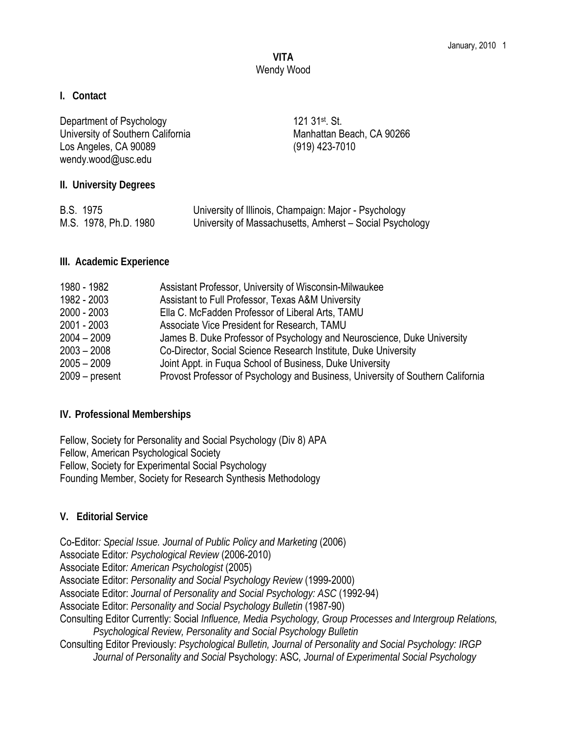# VITA
Wendy Wood

## I. Contact

Department of Psychology
University of Southern California
Los Angeles, CA 90089
wendy.wood@usc.edu

121 31st. St.
Manhattan Beach, CA 90266
(919) 423-7010

## II. University Degrees

| | |
|---|---|
| B.S. 1975 | University of Illinois, Champaign: Major - Psychology |
| M.S. 1978, Ph.D. 1980 | University of Massachusetts, Amherst – Social Psychology |

## III. Academic Experience

| | |
|---|---|
| 1980 - 1982 | Assistant Professor, University of Wisconsin-Milwaukee |
| 1982 - 2003 | Assistant to Full Professor, Texas A&M University |
| 2000 - 2003 | Ella C. McFadden Professor of Liberal Arts, TAMU |
| 2001 - 2003 | Associate Vice President for Research, TAMU |
| 2004 – 2009 | James B. Duke Professor of Psychology and Neuroscience, Duke University |
| 2003 – 2008 | Co-Director, Social Science Research Institute, Duke University |
| 2005 – 2009 | Joint Appt. in Fuqua School of Business, Duke University |
| 2009 – present | Provost Professor of Psychology and Business, University of Southern California |

## IV. Professional Memberships

Fellow, Society for Personality and Social Psychology (Div 8) APA
Fellow, American Psychological Society
Fellow, Society for Experimental Social Psychology
Founding Member, Society for Research Synthesis Methodology

## V. Editorial Service

Co-Editor: *Special Issue. Journal of Public Policy and Marketing* (2006)
Associate Editor: *Psychological Review* (2006-2010)
Associate Editor: *American Psychologist* (2005)
Associate Editor: *Personality and Social Psychology Review* (1999-2000)
Associate Editor: *Journal of Personality and Social Psychology: ASC* (1992-94)
Associate Editor: *Personality and Social Psychology Bulletin* (1987-90)
Consulting Editor Currently: Social *Influence, Media Psychology, Group Processes and Intergroup Relations, Psychological Review, Personality and Social Psychology Bulletin*
Consulting Editor Previously: *Psychological Bulletin, Journal of Personality and Social Psychology: IRGP Journal of Personality and Social* Psychology: ASC*, Journal of Experimental Social Psychology*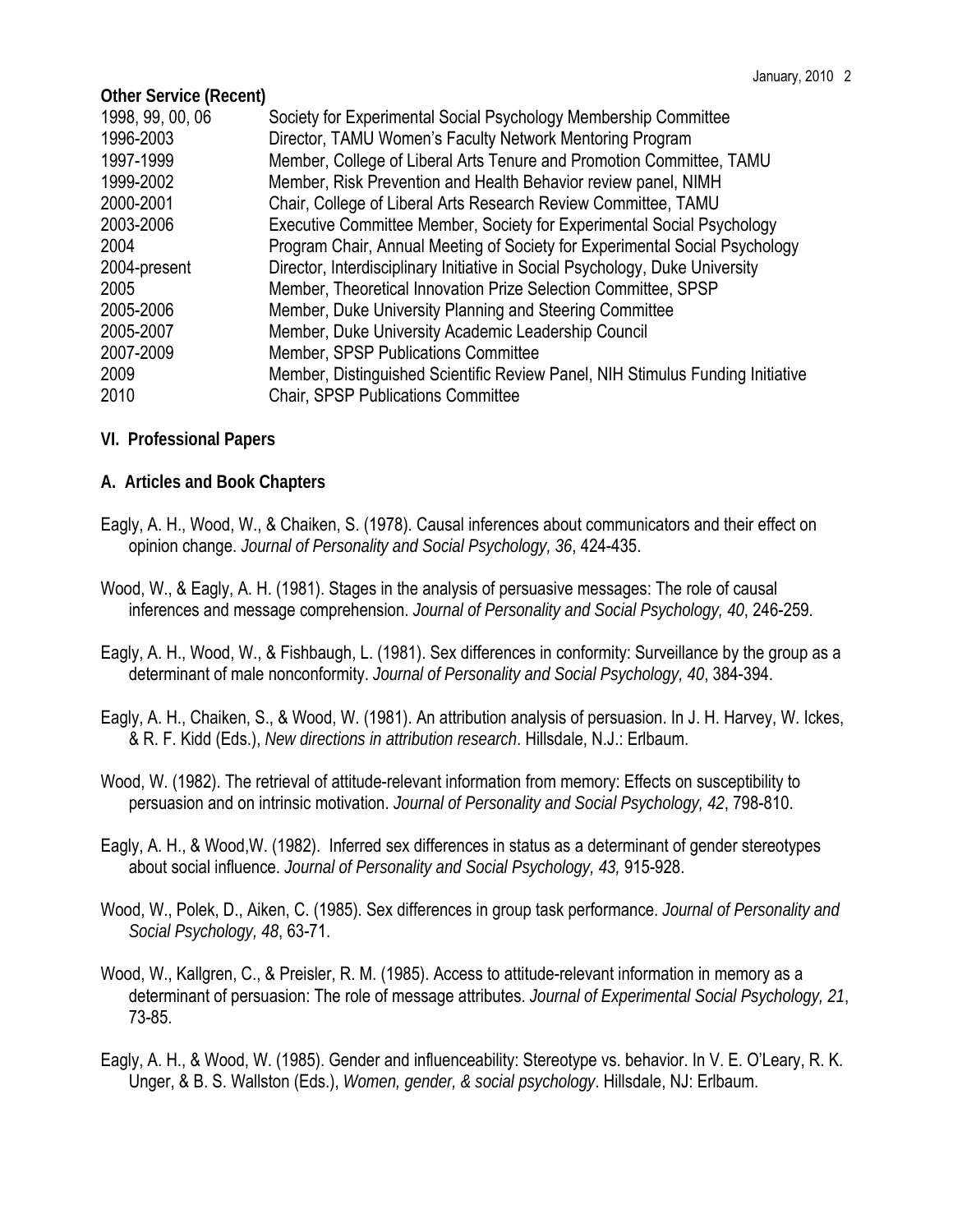**Other Service (Recent)**

| | |
|---|---|
| 1998, 99, 00, 06 | Society for Experimental Social Psychology Membership Committee |
| 1996-2003 | Director, TAMU Women's Faculty Network Mentoring Program |
| 1997-1999 | Member, College of Liberal Arts Tenure and Promotion Committee, TAMU |
| 1999-2002 | Member, Risk Prevention and Health Behavior review panel, NIMH |
| 2000-2001 | Chair, College of Liberal Arts Research Review Committee, TAMU |
| 2003-2006 | Executive Committee Member, Society for Experimental Social Psychology |
| 2004 | Program Chair, Annual Meeting of Society for Experimental Social Psychology |
| 2004-present | Director, Interdisciplinary Initiative in Social Psychology, Duke University |
| 2005 | Member, Theoretical Innovation Prize Selection Committee, SPSP |
| 2005-2006 | Member, Duke University Planning and Steering Committee |
| 2005-2007 | Member, Duke University Academic Leadership Council |
| 2007-2009 | Member, SPSP Publications Committee |
| 2009 | Member, Distinguished Scientific Review Panel, NIH Stimulus Funding Initiative |
| 2010 | Chair, SPSP Publications Committee |

## VI. Professional Papers

### A. Articles and Book Chapters

Eagly, A. H., Wood, W., & Chaiken, S. (1978). Causal inferences about communicators and their effect on opinion change. *Journal of Personality and Social Psychology, 36*, 424-435.

Wood, W., & Eagly, A. H. (1981). Stages in the analysis of persuasive messages: The role of causal inferences and message comprehension. *Journal of Personality and Social Psychology, 40*, 246-259.

Eagly, A. H., Wood, W., & Fishbaugh, L. (1981). Sex differences in conformity: Surveillance by the group as a determinant of male nonconformity. *Journal of Personality and Social Psychology, 40*, 384-394.

Eagly, A. H., Chaiken, S., & Wood, W. (1981). An attribution analysis of persuasion. In J. H. Harvey, W. Ickes, & R. F. Kidd (Eds.), *New directions in attribution research*. Hillsdale, N.J.: Erlbaum.

Wood, W. (1982). The retrieval of attitude-relevant information from memory: Effects on susceptibility to persuasion and on intrinsic motivation. *Journal of Personality and Social Psychology, 42*, 798-810.

Eagly, A. H., & Wood,W. (1982). Inferred sex differences in status as a determinant of gender stereotypes about social influence. *Journal of Personality and Social Psychology, 43,* 915-928.

Wood, W., Polek, D., Aiken, C. (1985). Sex differences in group task performance. *Journal of Personality and Social Psychology, 48*, 63-71.

Wood, W., Kallgren, C., & Preisler, R. M. (1985). Access to attitude-relevant information in memory as a determinant of persuasion: The role of message attributes. *Journal of Experimental Social Psychology, 21*, 73-85.

Eagly, A. H., & Wood, W. (1985). Gender and influenceability: Stereotype vs. behavior. In V. E. O'Leary, R. K. Unger, & B. S. Wallston (Eds.), *Women, gender, & social psychology*. Hillsdale, NJ: Erlbaum.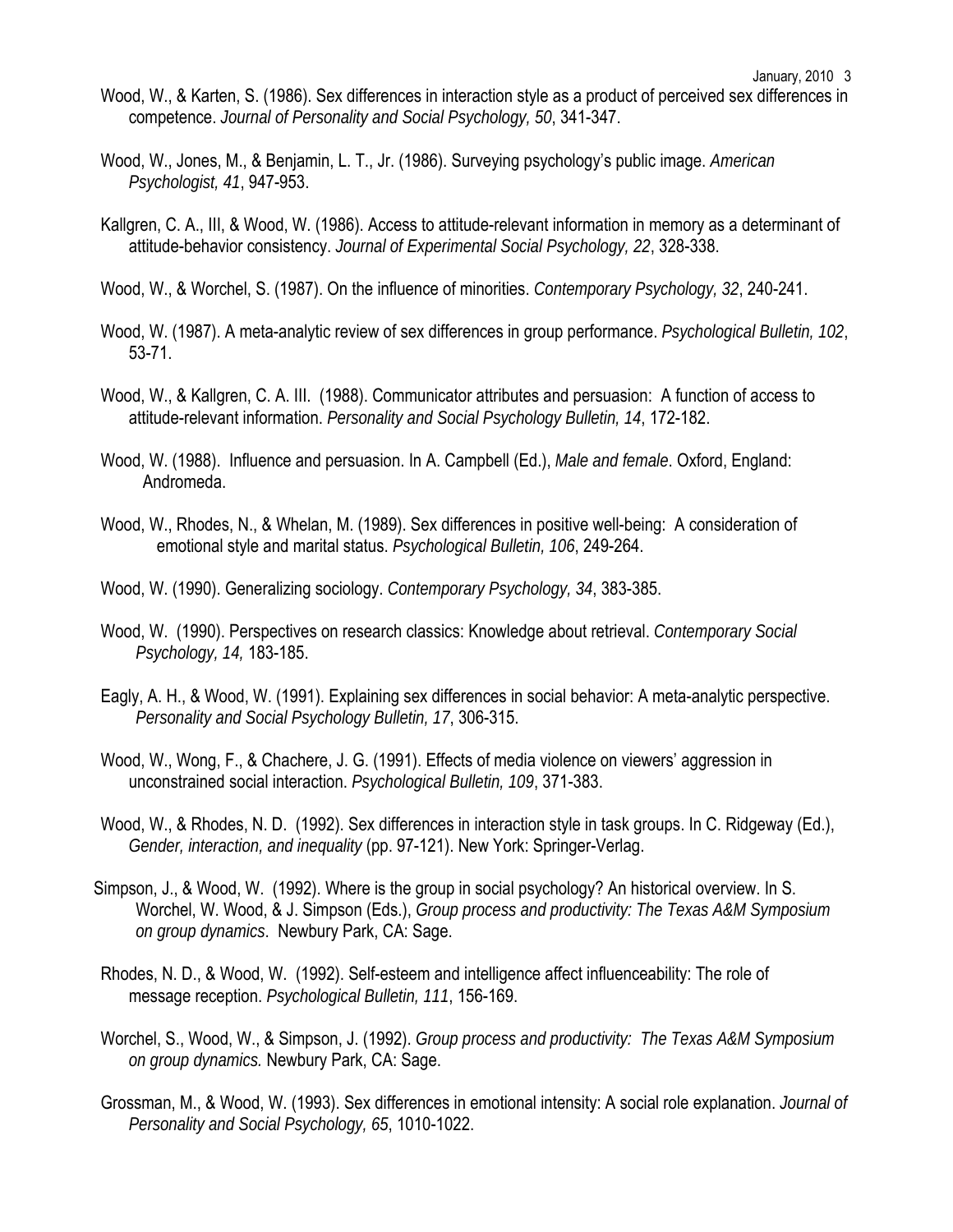Wood, W., & Karten, S. (1986). Sex differences in interaction style as a product of perceived sex differences in competence. *Journal of Personality and Social Psychology, 50*, 341-347.

Wood, W., Jones, M., & Benjamin, L. T., Jr. (1986). Surveying psychology's public image. *American Psychologist, 41*, 947-953.

Kallgren, C. A., III, & Wood, W. (1986). Access to attitude-relevant information in memory as a determinant of attitude-behavior consistency. *Journal of Experimental Social Psychology, 22*, 328-338.

Wood, W., & Worchel, S. (1987). On the influence of minorities. *Contemporary Psychology, 32*, 240-241.

Wood, W. (1987). A meta-analytic review of sex differences in group performance. *Psychological Bulletin, 102*, 53-71.

Wood, W., & Kallgren, C. A. III. (1988). Communicator attributes and persuasion: A function of access to attitude-relevant information. *Personality and Social Psychology Bulletin, 14*, 172-182.

Wood, W. (1988). Influence and persuasion. In A. Campbell (Ed.), *Male and female*. Oxford, England: Andromeda.

Wood, W., Rhodes, N., & Whelan, M. (1989). Sex differences in positive well-being: A consideration of emotional style and marital status. *Psychological Bulletin, 106*, 249-264.

Wood, W. (1990). Generalizing sociology. *Contemporary Psychology, 34*, 383-385.

Wood, W. (1990). Perspectives on research classics: Knowledge about retrieval. *Contemporary Social Psychology, 14,* 183-185.

Eagly, A. H., & Wood, W. (1991). Explaining sex differences in social behavior: A meta-analytic perspective. *Personality and Social Psychology Bulletin, 17*, 306-315.

Wood, W., Wong, F., & Chachere, J. G. (1991). Effects of media violence on viewers' aggression in unconstrained social interaction. *Psychological Bulletin, 109*, 371-383.

Wood, W., & Rhodes, N. D. (1992). Sex differences in interaction style in task groups. In C. Ridgeway (Ed.), *Gender, interaction, and inequality* (pp. 97-121). New York: Springer-Verlag.

Simpson, J., & Wood, W. (1992). Where is the group in social psychology? An historical overview. In S. Worchel, W. Wood, & J. Simpson (Eds.), *Group process and productivity: The Texas A&M Symposium on group dynamics*. Newbury Park, CA: Sage.

Rhodes, N. D., & Wood, W. (1992). Self-esteem and intelligence affect influenceability: The role of message reception. *Psychological Bulletin, 111*, 156-169.

Worchel, S., Wood, W., & Simpson, J. (1992). *Group process and productivity: The Texas A&M Symposium on group dynamics.* Newbury Park, CA: Sage.

Grossman, M., & Wood, W. (1993). Sex differences in emotional intensity: A social role explanation. *Journal of Personality and Social Psychology, 65*, 1010-1022.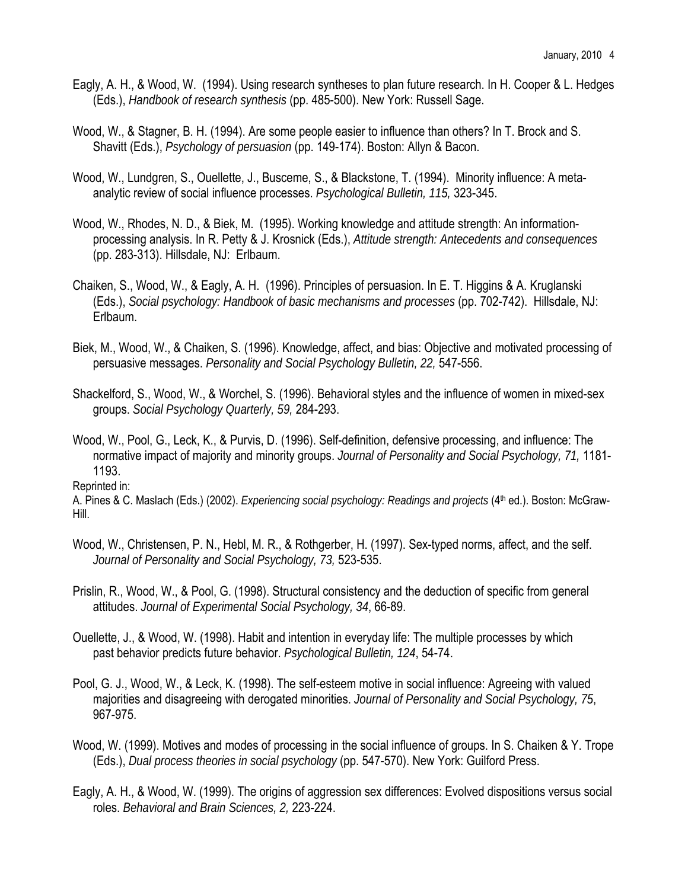Eagly, A. H., & Wood, W. (1994). Using research syntheses to plan future research. In H. Cooper & L. Hedges (Eds.), *Handbook of research synthesis* (pp. 485-500). New York: Russell Sage.

Wood, W., & Stagner, B. H. (1994). Are some people easier to influence than others? In T. Brock and S. Shavitt (Eds.), *Psychology of persuasion* (pp. 149-174). Boston: Allyn & Bacon.

Wood, W., Lundgren, S., Ouellette, J., Busceme, S., & Blackstone, T. (1994). Minority influence: A meta-analytic review of social influence processes. *Psychological Bulletin, 115,* 323-345.

Wood, W., Rhodes, N. D., & Biek, M. (1995). Working knowledge and attitude strength: An information-processing analysis. In R. Petty & J. Krosnick (Eds.), *Attitude strength: Antecedents and consequences* (pp. 283-313). Hillsdale, NJ: Erlbaum.

Chaiken, S., Wood, W., & Eagly, A. H. (1996). Principles of persuasion. In E. T. Higgins & A. Kruglanski (Eds.), *Social psychology: Handbook of basic mechanisms and processes* (pp. 702-742). Hillsdale, NJ: Erlbaum.

Biek, M., Wood, W., & Chaiken, S. (1996). Knowledge, affect, and bias: Objective and motivated processing of persuasive messages. *Personality and Social Psychology Bulletin, 22,* 547-556.

Shackelford, S., Wood, W., & Worchel, S. (1996). Behavioral styles and the influence of women in mixed-sex groups. *Social Psychology Quarterly, 59,* 284-293.

Wood, W., Pool, G., Leck, K., & Purvis, D. (1996). Self-definition, defensive processing, and influence: The normative impact of majority and minority groups. *Journal of Personality and Social Psychology, 71,* 1181-1193.

Reprinted in:
A. Pines & C. Maslach (Eds.) (2002). *Experiencing social psychology: Readings and projects* (4th ed.). Boston: McGraw-Hill.

Wood, W., Christensen, P. N., Hebl, M. R., & Rothgerber, H. (1997). Sex-typed norms, affect, and the self. *Journal of Personality and Social Psychology, 73,* 523-535.

Prislin, R., Wood, W., & Pool, G. (1998). Structural consistency and the deduction of specific from general attitudes. *Journal of Experimental Social Psychology, 34*, 66-89.

Ouellette, J., & Wood, W. (1998). Habit and intention in everyday life: The multiple processes by which past behavior predicts future behavior. *Psychological Bulletin, 124*, 54-74.

Pool, G. J., Wood, W., & Leck, K. (1998). The self-esteem motive in social influence: Agreeing with valued majorities and disagreeing with derogated minorities. *Journal of Personality and Social Psychology, 75*, 967-975.

Wood, W. (1999). Motives and modes of processing in the social influence of groups. In S. Chaiken & Y. Trope (Eds.), *Dual process theories in social psychology* (pp. 547-570). New York: Guilford Press.

Eagly, A. H., & Wood, W. (1999). The origins of aggression sex differences: Evolved dispositions versus social roles. *Behavioral and Brain Sciences, 2,* 223-224.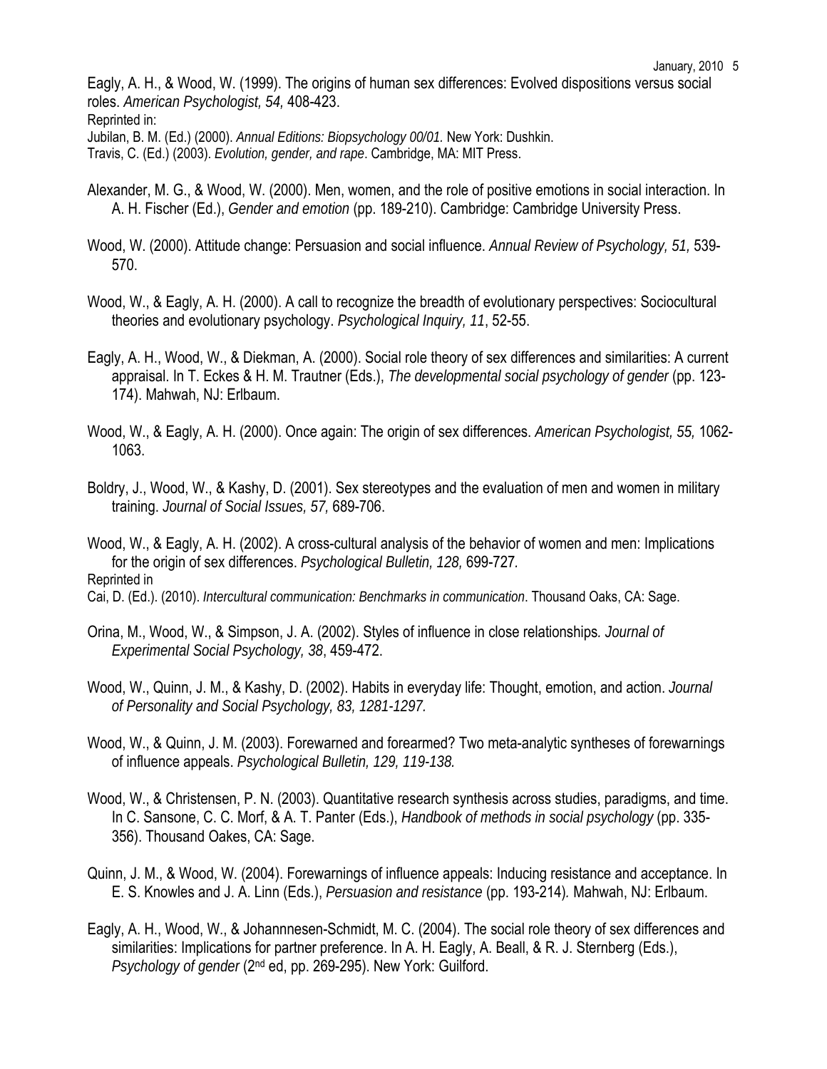Eagly, A. H., & Wood, W. (1999). The origins of human sex differences: Evolved dispositions versus social roles. *American Psychologist, 54,* 408-423.
Reprinted in:
Jubilan, B. M. (Ed.) (2000). *Annual Editions: Biopsychology 00/01.* New York: Dushkin.
Travis, C. (Ed.) (2003). *Evolution, gender, and rape*. Cambridge, MA: MIT Press.

Alexander, M. G., & Wood, W. (2000). Men, women, and the role of positive emotions in social interaction. In A. H. Fischer (Ed.), *Gender and emotion* (pp. 189-210). Cambridge: Cambridge University Press.

Wood, W. (2000). Attitude change: Persuasion and social influence. *Annual Review of Psychology, 51,* 539-570.

Wood, W., & Eagly, A. H. (2000). A call to recognize the breadth of evolutionary perspectives: Sociocultural theories and evolutionary psychology. *Psychological Inquiry, 11*, 52-55.

Eagly, A. H., Wood, W., & Diekman, A. (2000). Social role theory of sex differences and similarities: A current appraisal. In T. Eckes & H. M. Trautner (Eds.), *The developmental social psychology of gender* (pp. 123-174). Mahwah, NJ: Erlbaum.

Wood, W., & Eagly, A. H. (2000). Once again: The origin of sex differences. *American Psychologist, 55,* 1062-1063.

Boldry, J., Wood, W., & Kashy, D. (2001). Sex stereotypes and the evaluation of men and women in military training. *Journal of Social Issues, 57,* 689-706.

Wood, W., & Eagly, A. H. (2002). A cross-cultural analysis of the behavior of women and men: Implications for the origin of sex differences. *Psychological Bulletin, 128,* 699-727.
Reprinted in
Cai, D. (Ed.). (2010). *Intercultural communication: Benchmarks in communication*. Thousand Oaks, CA: Sage.

Orina, M., Wood, W., & Simpson, J. A. (2002). Styles of influence in close relationships*. Journal of Experimental Social Psychology, 38*, 459-472.

Wood, W., Quinn, J. M., & Kashy, D. (2002). Habits in everyday life: Thought, emotion, and action. *Journal of Personality and Social Psychology, 83, 1281-1297.*

Wood, W., & Quinn, J. M. (2003). Forewarned and forearmed? Two meta-analytic syntheses of forewarnings of influence appeals. *Psychological Bulletin, 129, 119-138.*

Wood, W., & Christensen, P. N. (2003). Quantitative research synthesis across studies, paradigms, and time. In C. Sansone, C. C. Morf, & A. T. Panter (Eds.), *Handbook of methods in social psychology* (pp. 335-356). Thousand Oakes, CA: Sage.

Quinn, J. M., & Wood, W. (2004). Forewarnings of influence appeals: Inducing resistance and acceptance. In E. S. Knowles and J. A. Linn (Eds.), *Persuasion and resistance* (pp. 193-214). Mahwah, NJ: Erlbaum.

Eagly, A. H., Wood, W., & Johannnesen-Schmidt, M. C. (2004). The social role theory of sex differences and similarities: Implications for partner preference. In A. H. Eagly, A. Beall, & R. J. Sternberg (Eds.), *Psychology of gender* (2nd ed, pp. 269-295). New York: Guilford.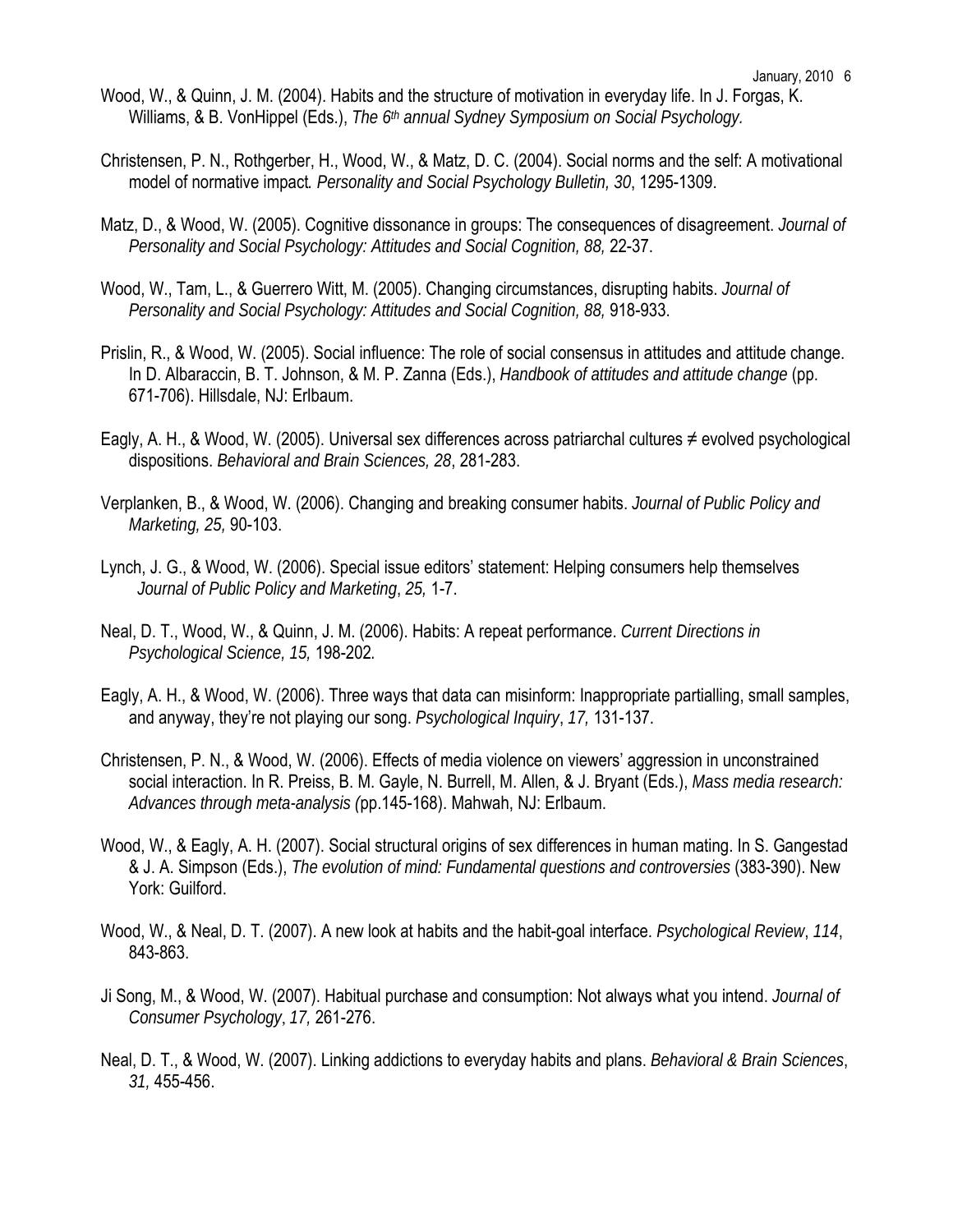Wood, W., & Quinn, J. M. (2004). Habits and the structure of motivation in everyday life. In J. Forgas, K. Williams, & B. VonHippel (Eds.), *The 6th annual Sydney Symposium on Social Psychology.*

Christensen, P. N., Rothgerber, H., Wood, W., & Matz, D. C. (2004). Social norms and the self: A motivational model of normative impact*. Personality and Social Psychology Bulletin, 30*, 1295-1309.

Matz, D., & Wood, W. (2005). Cognitive dissonance in groups: The consequences of disagreement. *Journal of Personality and Social Psychology: Attitudes and Social Cognition, 88,* 22-37.

Wood, W., Tam, L., & Guerrero Witt, M. (2005). Changing circumstances, disrupting habits. *Journal of Personality and Social Psychology: Attitudes and Social Cognition, 88,* 918-933.

Prislin, R., & Wood, W. (2005). Social influence: The role of social consensus in attitudes and attitude change. In D. Albaraccin, B. T. Johnson, & M. P. Zanna (Eds.), *Handbook of attitudes and attitude change* (pp. 671-706). Hillsdale, NJ: Erlbaum.

Eagly, A. H., & Wood, W. (2005). Universal sex differences across patriarchal cultures ≠ evolved psychological dispositions. *Behavioral and Brain Sciences, 28*, 281-283.

Verplanken, B., & Wood, W. (2006). Changing and breaking consumer habits. *Journal of Public Policy and Marketing, 25,* 90-103.

Lynch, J. G., & Wood, W. (2006). Special issue editors' statement: Helping consumers help themselves *Journal of Public Policy and Marketing*, *25,* 1-7.

Neal, D. T., Wood, W., & Quinn, J. M. (2006). Habits: A repeat performance. *Current Directions in Psychological Science, 15,* 198-202*.*

Eagly, A. H., & Wood, W. (2006). Three ways that data can misinform: Inappropriate partialling, small samples, and anyway, they're not playing our song. *Psychological Inquiry*, *17,* 131-137.

Christensen, P. N., & Wood, W. (2006). Effects of media violence on viewers' aggression in unconstrained social interaction. In R. Preiss, B. M. Gayle, N. Burrell, M. Allen, & J. Bryant (Eds.), *Mass media research: Advances through meta-analysis (*pp.145-168). Mahwah, NJ: Erlbaum.

Wood, W., & Eagly, A. H. (2007). Social structural origins of sex differences in human mating. In S. Gangestad & J. A. Simpson (Eds.), *The evolution of mind: Fundamental questions and controversies* (383-390). New York: Guilford.

Wood, W., & Neal, D. T. (2007). A new look at habits and the habit-goal interface. *Psychological Review*, *114*, 843-863.

Ji Song, M., & Wood, W. (2007). Habitual purchase and consumption: Not always what you intend. *Journal of Consumer Psychology*, *17,* 261-276.

Neal, D. T., & Wood, W. (2007). Linking addictions to everyday habits and plans. *Behavioral & Brain Sciences*, *31,* 455-456.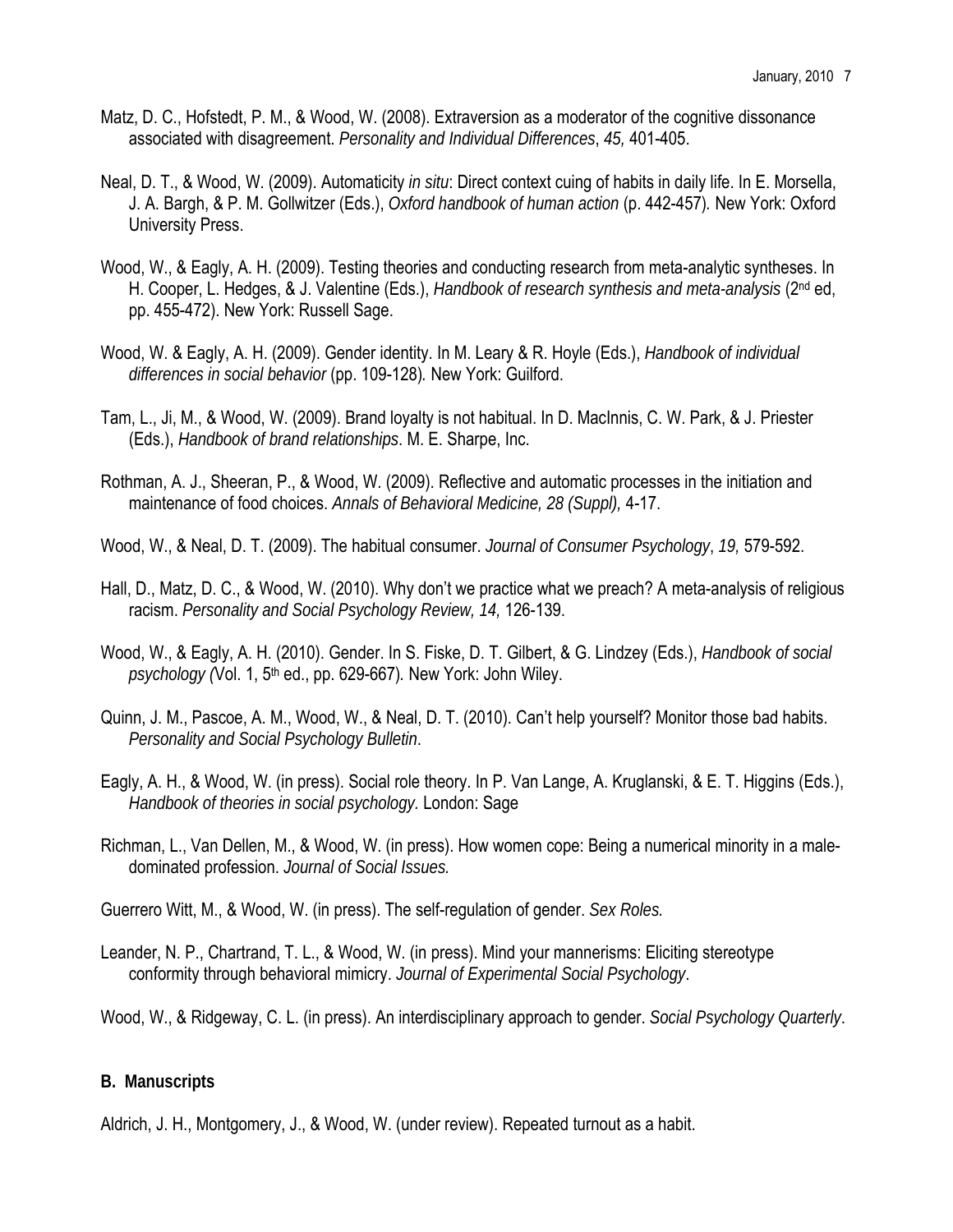Matz, D. C., Hofstedt, P. M., & Wood, W. (2008). Extraversion as a moderator of the cognitive dissonance associated with disagreement. *Personality and Individual Differences*, *45,* 401-405.

Neal, D. T., & Wood, W. (2009). Automaticity *in situ*: Direct context cuing of habits in daily life. In E. Morsella, J. A. Bargh, & P. M. Gollwitzer (Eds.), *Oxford handbook of human action* (p. 442-457). New York: Oxford University Press.

Wood, W., & Eagly, A. H. (2009). Testing theories and conducting research from meta-analytic syntheses. In H. Cooper, L. Hedges, & J. Valentine (Eds.), *Handbook of research synthesis and meta-analysis* (2nd ed, pp. 455-472). New York: Russell Sage.

Wood, W. & Eagly, A. H. (2009). Gender identity. In M. Leary & R. Hoyle (Eds.), *Handbook of individual differences in social behavior* (pp. 109-128). New York: Guilford.

Tam, L., Ji, M., & Wood, W. (2009). Brand loyalty is not habitual. In D. MacInnis, C. W. Park, & J. Priester (Eds.), *Handbook of brand relationships*. M. E. Sharpe, Inc.

Rothman, A. J., Sheeran, P., & Wood, W. (2009). Reflective and automatic processes in the initiation and maintenance of food choices. *Annals of Behavioral Medicine, 28 (Suppl),* 4-17.

Wood, W., & Neal, D. T. (2009). The habitual consumer. *Journal of Consumer Psychology*, *19,* 579-592.

Hall, D., Matz, D. C., & Wood, W. (2010). Why don't we practice what we preach? A meta-analysis of religious racism. *Personality and Social Psychology Review, 14,* 126-139.

Wood, W., & Eagly, A. H. (2010). Gender. In S. Fiske, D. T. Gilbert, & G. Lindzey (Eds.), *Handbook of social psychology (*Vol. 1, 5th ed., pp. 629-667). New York: John Wiley.

Quinn, J. M., Pascoe, A. M., Wood, W., & Neal, D. T. (2010). Can't help yourself? Monitor those bad habits. *Personality and Social Psychology Bulletin*.

Eagly, A. H., & Wood, W. (in press). Social role theory. In P. Van Lange, A. Kruglanski, & E. T. Higgins (Eds.), *Handbook of theories in social psychology.* London: Sage

Richman, L., Van Dellen, M., & Wood, W. (in press). How women cope: Being a numerical minority in a male-dominated profession. *Journal of Social Issues.*

Guerrero Witt, M., & Wood, W. (in press). The self-regulation of gender. *Sex Roles.*

Leander, N. P., Chartrand, T. L., & Wood, W. (in press). Mind your mannerisms: Eliciting stereotype conformity through behavioral mimicry. *Journal of Experimental Social Psychology*.

Wood, W., & Ridgeway, C. L. (in press). An interdisciplinary approach to gender. *Social Psychology Quarterly*.

## B. Manuscripts

Aldrich, J. H., Montgomery, J., & Wood, W. (under review). Repeated turnout as a habit.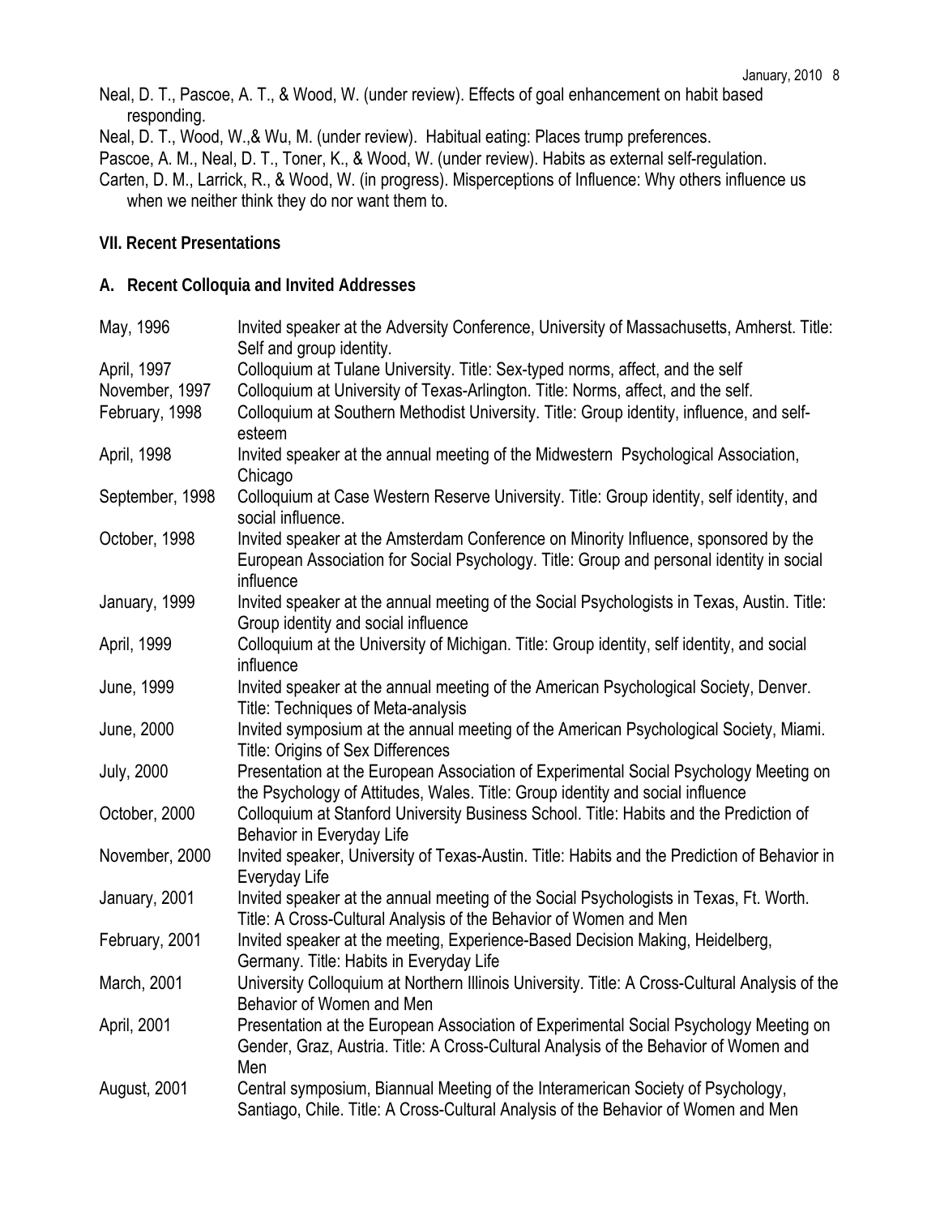Neal, D. T., Pascoe, A. T., & Wood, W. (under review). Effects of goal enhancement on habit based responding.

Neal, D. T., Wood, W.,& Wu, M. (under review). Habitual eating: Places trump preferences.

Pascoe, A. M., Neal, D. T., Toner, K., & Wood, W. (under review). Habits as external self-regulation.

Carten, D. M., Larrick, R., & Wood, W. (in progress). Misperceptions of Influence: Why others influence us when we neither think they do nor want them to.

## VII. Recent Presentations

### A. Recent Colloquia and Invited Addresses

| | |
|---|---|
| May, 1996 | Invited speaker at the Adversity Conference, University of Massachusetts, Amherst. Title: Self and group identity. |
| April, 1997 | Colloquium at Tulane University. Title: Sex-typed norms, affect, and the self |
| November, 1997 | Colloquium at University of Texas-Arlington. Title: Norms, affect, and the self. |
| February, 1998 | Colloquium at Southern Methodist University. Title: Group identity, influence, and self-esteem |
| April, 1998 | Invited speaker at the annual meeting of the Midwestern Psychological Association, Chicago |
| September, 1998 | Colloquium at Case Western Reserve University. Title: Group identity, self identity, and social influence. |
| October, 1998 | Invited speaker at the Amsterdam Conference on Minority Influence, sponsored by the European Association for Social Psychology. Title: Group and personal identity in social influence |
| January, 1999 | Invited speaker at the annual meeting of the Social Psychologists in Texas, Austin. Title: Group identity and social influence |
| April, 1999 | Colloquium at the University of Michigan. Title: Group identity, self identity, and social influence |
| June, 1999 | Invited speaker at the annual meeting of the American Psychological Society, Denver. Title: Techniques of Meta-analysis |
| June, 2000 | Invited symposium at the annual meeting of the American Psychological Society, Miami. Title: Origins of Sex Differences |
| July, 2000 | Presentation at the European Association of Experimental Social Psychology Meeting on the Psychology of Attitudes, Wales. Title: Group identity and social influence |
| October, 2000 | Colloquium at Stanford University Business School. Title: Habits and the Prediction of Behavior in Everyday Life |
| November, 2000 | Invited speaker, University of Texas-Austin. Title: Habits and the Prediction of Behavior in Everyday Life |
| January, 2001 | Invited speaker at the annual meeting of the Social Psychologists in Texas, Ft. Worth. Title: A Cross-Cultural Analysis of the Behavior of Women and Men |
| February, 2001 | Invited speaker at the meeting, Experience-Based Decision Making, Heidelberg, Germany. Title: Habits in Everyday Life |
| March, 2001 | University Colloquium at Northern Illinois University. Title: A Cross-Cultural Analysis of the Behavior of Women and Men |
| April, 2001 | Presentation at the European Association of Experimental Social Psychology Meeting on Gender, Graz, Austria. Title: A Cross-Cultural Analysis of the Behavior of Women and Men |
| August, 2001 | Central symposium, Biannual Meeting of the Interamerican Society of Psychology, Santiago, Chile. Title: A Cross-Cultural Analysis of the Behavior of Women and Men |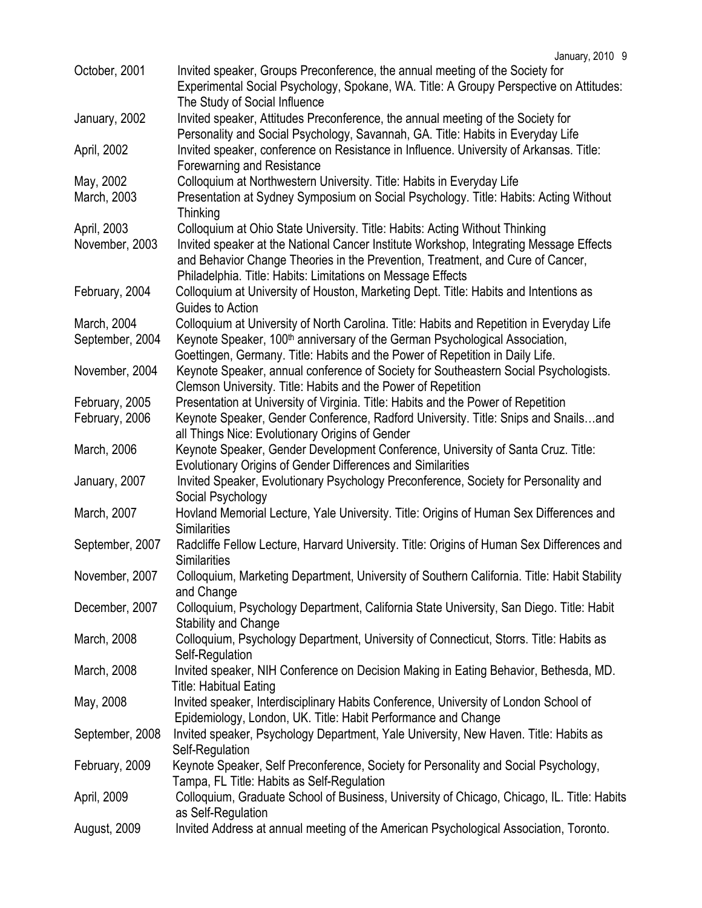October, 2001 Invited speaker, Groups Preconference, the annual meeting of the Society for Experimental Social Psychology, Spokane, WA. Title: A Groupy Perspective on Attitudes: The Study of Social Influence

January, 2002 Invited speaker, Attitudes Preconference, the annual meeting of the Society for Personality and Social Psychology, Savannah, GA. Title: Habits in Everyday Life

April, 2002 Invited speaker, conference on Resistance in Influence. University of Arkansas. Title: Forewarning and Resistance

May, 2002 Colloquium at Northwestern University. Title: Habits in Everyday Life

March, 2003 Presentation at Sydney Symposium on Social Psychology. Title: Habits: Acting Without Thinking

April, 2003 Colloquium at Ohio State University. Title: Habits: Acting Without Thinking

November, 2003 Invited speaker at the National Cancer Institute Workshop, Integrating Message Effects and Behavior Change Theories in the Prevention, Treatment, and Cure of Cancer, Philadelphia. Title: Habits: Limitations on Message Effects

February, 2004 Colloquium at University of Houston, Marketing Dept. Title: Habits and Intentions as Guides to Action

March, 2004 Colloquium at University of North Carolina. Title: Habits and Repetition in Everyday Life

September, 2004 Keynote Speaker, 100th anniversary of the German Psychological Association, Goettingen, Germany. Title: Habits and the Power of Repetition in Daily Life.

November, 2004 Keynote Speaker, annual conference of Society for Southeastern Social Psychologists. Clemson University. Title: Habits and the Power of Repetition

February, 2005 Presentation at University of Virginia. Title: Habits and the Power of Repetition

February, 2006 Keynote Speaker, Gender Conference, Radford University. Title: Snips and Snails…and all Things Nice: Evolutionary Origins of Gender

March, 2006 Keynote Speaker, Gender Development Conference, University of Santa Cruz. Title: Evolutionary Origins of Gender Differences and Similarities

January, 2007 Invited Speaker, Evolutionary Psychology Preconference, Society for Personality and Social Psychology

March, 2007 Hovland Memorial Lecture, Yale University. Title: Origins of Human Sex Differences and Similarities

September, 2007 Radcliffe Fellow Lecture, Harvard University. Title: Origins of Human Sex Differences and Similarities

November, 2007 Colloquium, Marketing Department, University of Southern California. Title: Habit Stability and Change

December, 2007 Colloquium, Psychology Department, California State University, San Diego. Title: Habit Stability and Change

March, 2008 Colloquium, Psychology Department, University of Connecticut, Storrs. Title: Habits as Self-Regulation

March, 2008 Invited speaker, NIH Conference on Decision Making in Eating Behavior, Bethesda, MD. Title: Habitual Eating

May, 2008 Invited speaker, Interdisciplinary Habits Conference, University of London School of Epidemiology, London, UK. Title: Habit Performance and Change

September, 2008 Invited speaker, Psychology Department, Yale University, New Haven. Title: Habits as Self-Regulation

February, 2009 Keynote Speaker, Self Preconference, Society for Personality and Social Psychology, Tampa, FL Title: Habits as Self-Regulation

April, 2009 Colloquium, Graduate School of Business, University of Chicago, Chicago, IL. Title: Habits as Self-Regulation

August, 2009 Invited Address at annual meeting of the American Psychological Association, Toronto.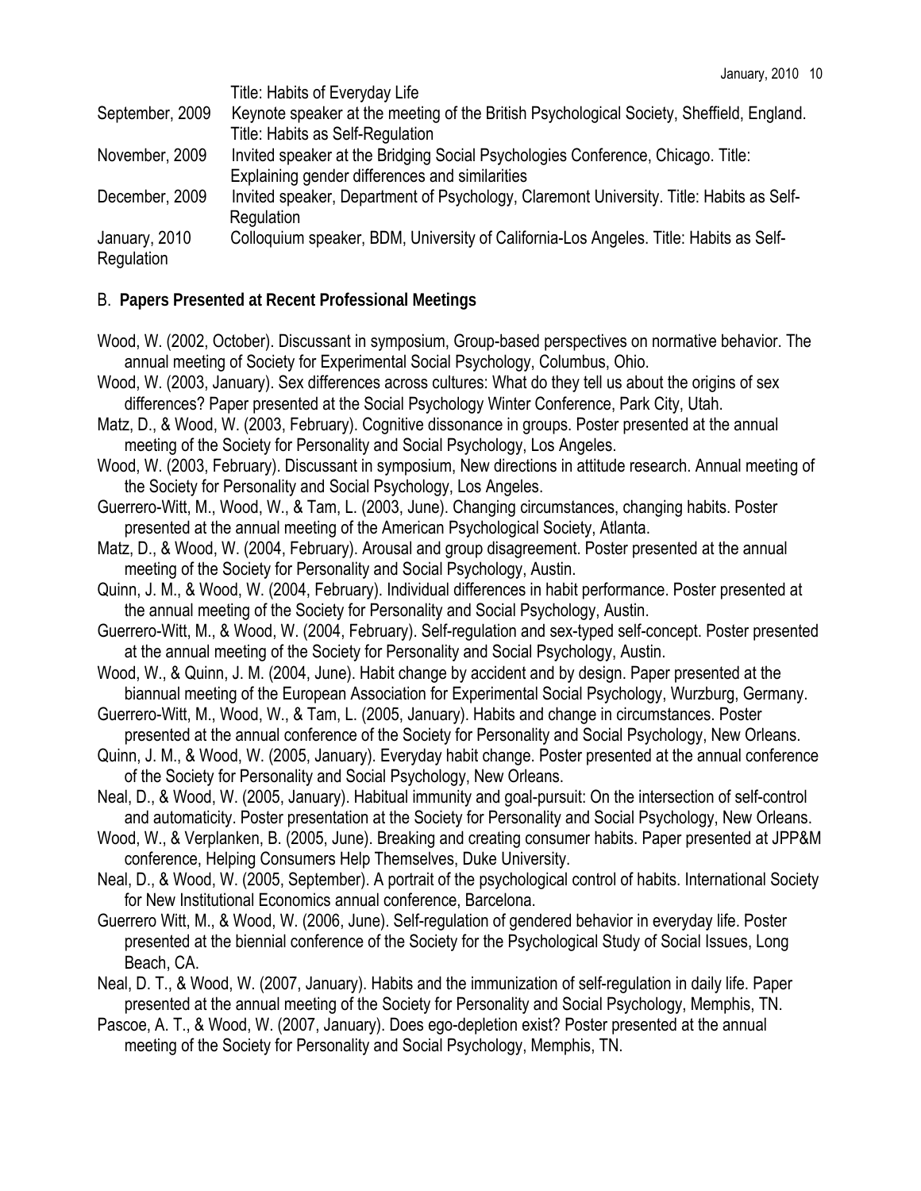Title: Habits of Everyday Life

September, 2009 Keynote speaker at the meeting of the British Psychological Society, Sheffield, England. Title: Habits as Self-Regulation

November, 2009 Invited speaker at the Bridging Social Psychologies Conference, Chicago. Title: Explaining gender differences and similarities

December, 2009 Invited speaker, Department of Psychology, Claremont University. Title: Habits as Self-Regulation

January, 2010 Colloquium speaker, BDM, University of California-Los Angeles. Title: Habits as Self-Regulation

## B. **Papers Presented at Recent Professional Meetings**

Wood, W. (2002, October). Discussant in symposium, Group-based perspectives on normative behavior. The annual meeting of Society for Experimental Social Psychology, Columbus, Ohio.

Wood, W. (2003, January). Sex differences across cultures: What do they tell us about the origins of sex differences? Paper presented at the Social Psychology Winter Conference, Park City, Utah.

Matz, D., & Wood, W. (2003, February). Cognitive dissonance in groups. Poster presented at the annual meeting of the Society for Personality and Social Psychology, Los Angeles.

Wood, W. (2003, February). Discussant in symposium, New directions in attitude research. Annual meeting of the Society for Personality and Social Psychology, Los Angeles.

Guerrero-Witt, M., Wood, W., & Tam, L. (2003, June). Changing circumstances, changing habits. Poster presented at the annual meeting of the American Psychological Society, Atlanta.

Matz, D., & Wood, W. (2004, February). Arousal and group disagreement. Poster presented at the annual meeting of the Society for Personality and Social Psychology, Austin.

Quinn, J. M., & Wood, W. (2004, February). Individual differences in habit performance. Poster presented at the annual meeting of the Society for Personality and Social Psychology, Austin.

Guerrero-Witt, M., & Wood, W. (2004, February). Self-regulation and sex-typed self-concept. Poster presented at the annual meeting of the Society for Personality and Social Psychology, Austin.

Wood, W., & Quinn, J. M. (2004, June). Habit change by accident and by design. Paper presented at the biannual meeting of the European Association for Experimental Social Psychology, Wurzburg, Germany.

Guerrero-Witt, M., Wood, W., & Tam, L. (2005, January). Habits and change in circumstances. Poster presented at the annual conference of the Society for Personality and Social Psychology, New Orleans.

Quinn, J. M., & Wood, W. (2005, January). Everyday habit change. Poster presented at the annual conference of the Society for Personality and Social Psychology, New Orleans.

Neal, D., & Wood, W. (2005, January). Habitual immunity and goal-pursuit: On the intersection of self-control and automaticity. Poster presentation at the Society for Personality and Social Psychology, New Orleans.

Wood, W., & Verplanken, B. (2005, June). Breaking and creating consumer habits. Paper presented at JPP&M conference, Helping Consumers Help Themselves, Duke University.

Neal, D., & Wood, W. (2005, September). A portrait of the psychological control of habits. International Society for New Institutional Economics annual conference, Barcelona.

Guerrero Witt, M., & Wood, W. (2006, June). Self-regulation of gendered behavior in everyday life. Poster presented at the biennial conference of the Society for the Psychological Study of Social Issues, Long Beach, CA.

Neal, D. T., & Wood, W. (2007, January). Habits and the immunization of self-regulation in daily life. Paper presented at the annual meeting of the Society for Personality and Social Psychology, Memphis, TN.

Pascoe, A. T., & Wood, W. (2007, January). Does ego-depletion exist? Poster presented at the annual meeting of the Society for Personality and Social Psychology, Memphis, TN.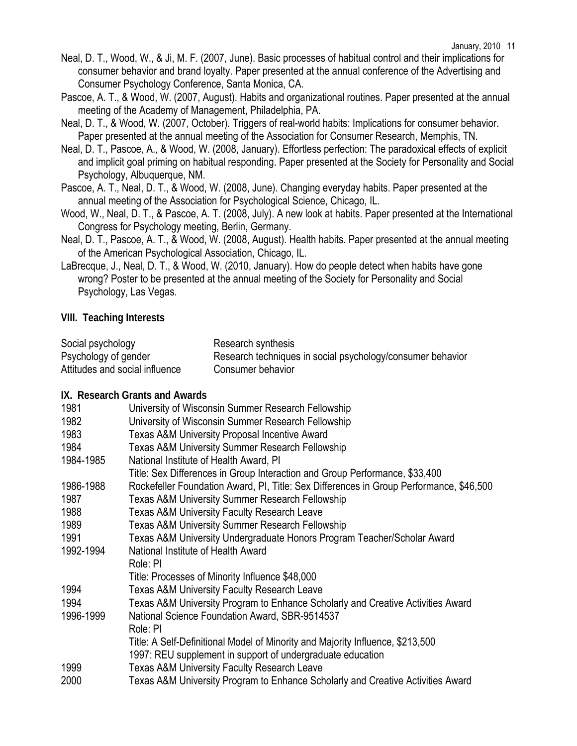Neal, D. T., Wood, W., & Ji, M. F. (2007, June). Basic processes of habitual control and their implications for consumer behavior and brand loyalty. Paper presented at the annual conference of the Advertising and Consumer Psychology Conference, Santa Monica, CA.

Pascoe, A. T., & Wood, W. (2007, August). Habits and organizational routines. Paper presented at the annual meeting of the Academy of Management, Philadelphia, PA.

Neal, D. T., & Wood, W. (2007, October). Triggers of real-world habits: Implications for consumer behavior. Paper presented at the annual meeting of the Association for Consumer Research, Memphis, TN.

Neal, D. T., Pascoe, A., & Wood, W. (2008, January). Effortless perfection: The paradoxical effects of explicit and implicit goal priming on habitual responding. Paper presented at the Society for Personality and Social Psychology, Albuquerque, NM.

Pascoe, A. T., Neal, D. T., & Wood, W. (2008, June). Changing everyday habits. Paper presented at the annual meeting of the Association for Psychological Science, Chicago, IL.

Wood, W., Neal, D. T., & Pascoe, A. T. (2008, July). A new look at habits. Paper presented at the International Congress for Psychology meeting, Berlin, Germany.

Neal, D. T., Pascoe, A. T., & Wood, W. (2008, August). Health habits. Paper presented at the annual meeting of the American Psychological Association, Chicago, IL.

LaBrecque, J., Neal, D. T., & Wood, W. (2010, January). How do people detect when habits have gone wrong? Poster to be presented at the annual meeting of the Society for Personality and Social Psychology, Las Vegas.

## VIII. Teaching Interests

| | |
|---|---|
| Social psychology | Research synthesis |
| Psychology of gender | Research techniques in social psychology/consumer behavior |
| Attitudes and social influence | Consumer behavior |

## IX. Research Grants and Awards

| | |
|---|---|
| 1981 | University of Wisconsin Summer Research Fellowship |
| 1982 | University of Wisconsin Summer Research Fellowship |
| 1983 | Texas A&M University Proposal Incentive Award |
| 1984 | Texas A&M University Summer Research Fellowship |
| 1984-1985 | National Institute of Health Award, PI<br>Title: Sex Differences in Group Interaction and Group Performance, $33,400 |
| 1986-1988 | Rockefeller Foundation Award, PI, Title: Sex Differences in Group Performance, $46,500 |
| 1987 | Texas A&M University Summer Research Fellowship |
| 1988 | Texas A&M University Faculty Research Leave |
| 1989 | Texas A&M University Summer Research Fellowship |
| 1991 | Texas A&M University Undergraduate Honors Program Teacher/Scholar Award |
| 1992-1994 | National Institute of Health Award<br>Role: PI<br>Title: Processes of Minority Influence $48,000 |
| 1994 | Texas A&M University Faculty Research Leave |
| 1994 | Texas A&M University Program to Enhance Scholarly and Creative Activities Award |
| 1996-1999 | National Science Foundation Award, SBR-9514537<br>Role: PI<br>Title: A Self-Definitional Model of Minority and Majority Influence, $213,500<br>1997: REU supplement in support of undergraduate education |
| 1999 | Texas A&M University Faculty Research Leave |
| 2000 | Texas A&M University Program to Enhance Scholarly and Creative Activities Award |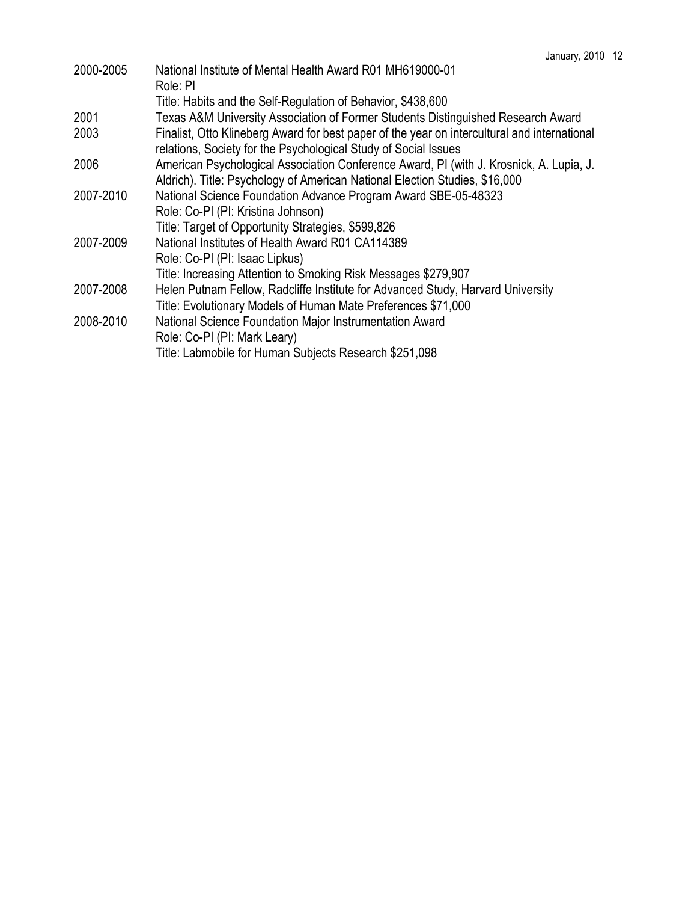| | |
|---|---|
| 2000-2005 | National Institute of Mental Health Award R01 MH619000-01<br>Role: PI<br>Title: Habits and the Self-Regulation of Behavior, $438,600 |
| 2001 | Texas A&M University Association of Former Students Distinguished Research Award |
| 2003 | Finalist, Otto Klineberg Award for best paper of the year on intercultural and international relations, Society for the Psychological Study of Social Issues |
| 2006 | American Psychological Association Conference Award, PI (with J. Krosnick, A. Lupia, J. Aldrich). Title: Psychology of American National Election Studies, $16,000 |
| 2007-2010 | National Science Foundation Advance Program Award SBE-05-48323<br>Role: Co-PI (PI: Kristina Johnson)<br>Title: Target of Opportunity Strategies, $599,826 |
| 2007-2009 | National Institutes of Health Award R01 CA114389<br>Role: Co-PI (PI: Isaac Lipkus)<br>Title: Increasing Attention to Smoking Risk Messages $279,907 |
| 2007-2008 | Helen Putnam Fellow, Radcliffe Institute for Advanced Study, Harvard University<br>Title: Evolutionary Models of Human Mate Preferences $71,000 |
| 2008-2010 | National Science Foundation Major Instrumentation Award<br>Role: Co-PI (PI: Mark Leary)<br>Title: Labmobile for Human Subjects Research $251,098 |